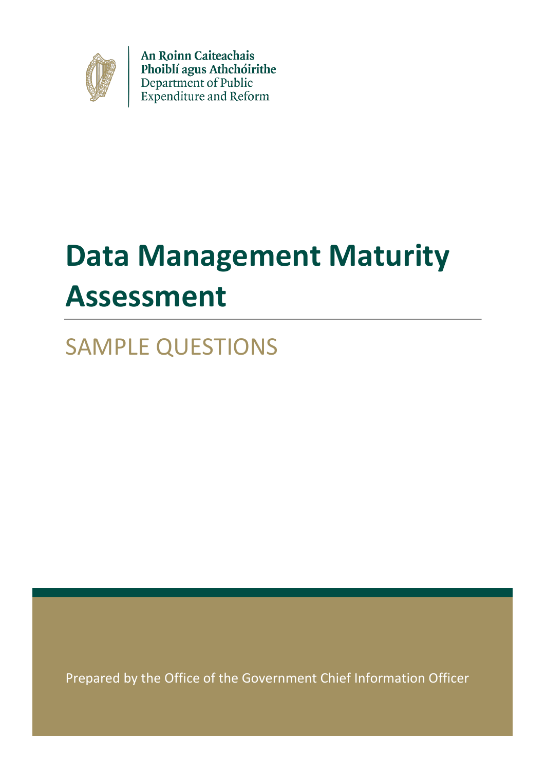An Roinn Caiteachais
Phoiblí agus Athchóirithe
Department of Public
Expenditure and Reform

# Data Management Maturity Assessment

## SAMPLE QUESTIONS

Prepared by the Office of the Government Chief Information Officer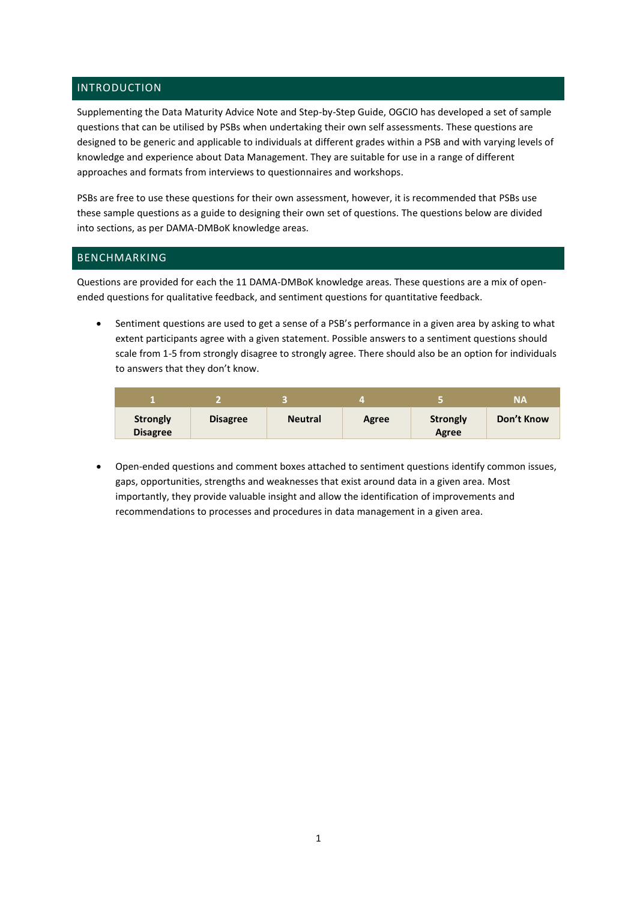## INTRODUCTION

Supplementing the Data Maturity Advice Note and Step-by-Step Guide, OGCIO has developed a set of sample questions that can be utilised by PSBs when undertaking their own self assessments. These questions are designed to be generic and applicable to individuals at different grades within a PSB and with varying levels of knowledge and experience about Data Management. They are suitable for use in a range of different approaches and formats from interviews to questionnaires and workshops.

PSBs are free to use these questions for their own assessment, however, it is recommended that PSBs use these sample questions as a guide to designing their own set of questions. The questions below are divided into sections, as per DAMA-DMBoK knowledge areas.

## BENCHMARKING

Questions are provided for each the 11 DAMA-DMBoK knowledge areas. These questions are a mix of open-ended questions for qualitative feedback, and sentiment questions for quantitative feedback.

- Sentiment questions are used to get a sense of a PSB's performance in a given area by asking to what extent participants agree with a given statement. Possible answers to a sentiment questions should scale from 1-5 from strongly disagree to strongly agree. There should also be an option for individuals to answers that they don't know.

| 1 | 2 | 3 | 4 | 5 | NA |
|---|---|---|---|---|---|
| **Strongly Disagree** | **Disagree** | **Neutral** | **Agree** | **Strongly Agree** | **Don't Know** |

- Open-ended questions and comment boxes attached to sentiment questions identify common issues, gaps, opportunities, strengths and weaknesses that exist around data in a given area. Most importantly, they provide valuable insight and allow the identification of improvements and recommendations to processes and procedures in data management in a given area.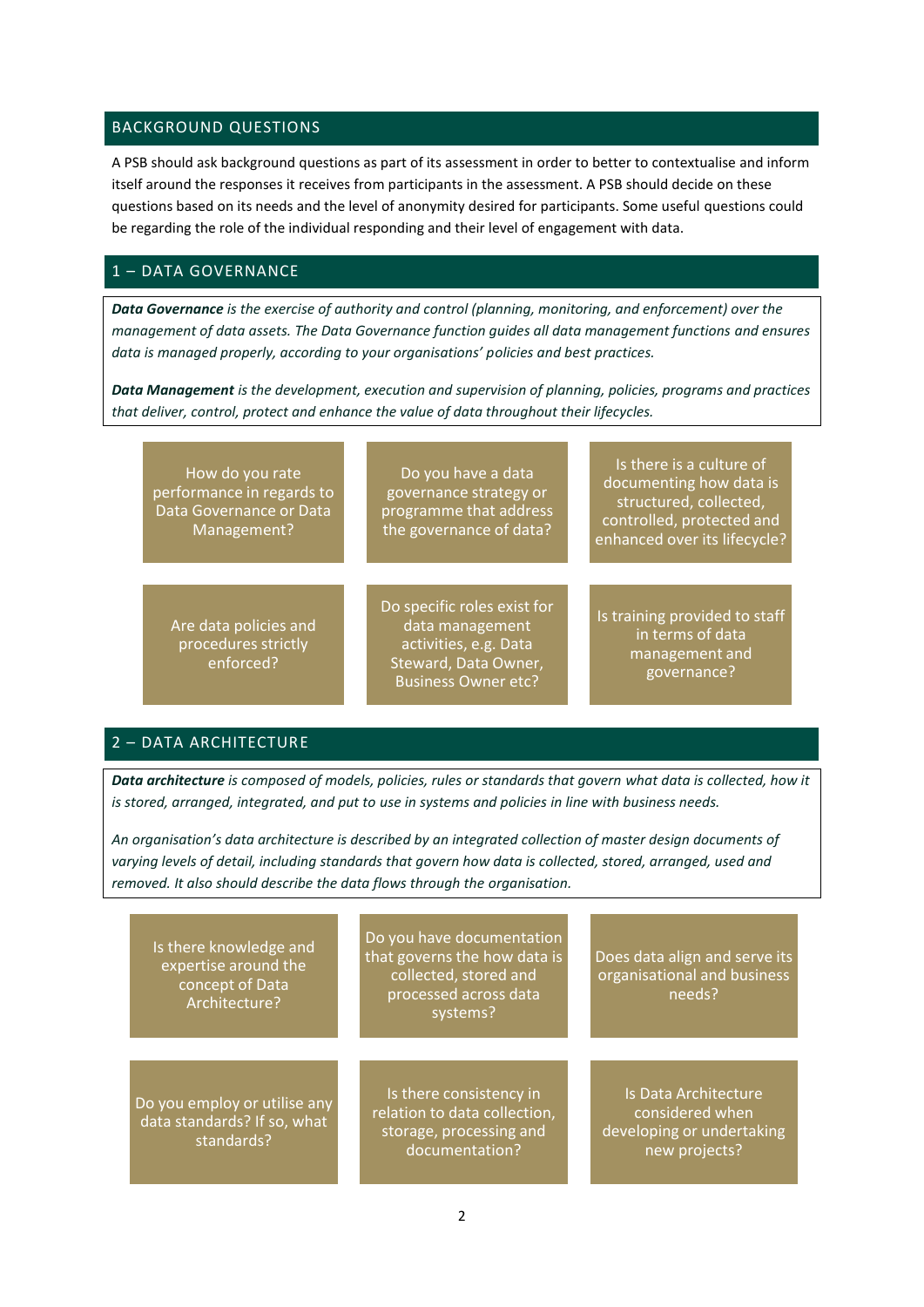## BACKGROUND QUESTIONS

A PSB should ask background questions as part of its assessment in order to better to contextualise and inform itself around the responses it receives from participants in the assessment. A PSB should decide on these questions based on its needs and the level of anonymity desired for participants. Some useful questions could be regarding the role of the individual responding and their level of engagement with data.

## 1 – DATA GOVERNANCE

***Data Governance** is the exercise of authority and control (planning, monitoring, and enforcement) over the management of data assets. The Data Governance function guides all data management functions and ensures data is managed properly, according to your organisations' policies and best practices.*

***Data Management** is the development, execution and supervision of planning, policies, programs and practices that deliver, control, protect and enhance the value of data throughout their lifecycles.*

- How do you rate performance in regards to Data Governance or Data Management?
- Do you have a data governance strategy or programme that address the governance of data?
- Is there is a culture of documenting how data is structured, collected, controlled, protected and enhanced over its lifecycle?
- Are data policies and procedures strictly enforced?
- Do specific roles exist for data management activities, e.g. Data Steward, Data Owner, Business Owner etc?
- Is training provided to staff in terms of data management and governance?

## 2 – DATA ARCHITECTURE

***Data architecture** is composed of models, policies, rules or standards that govern what data is collected, how it is stored, arranged, integrated, and put to use in systems and policies in line with business needs.*

*An organisation's data architecture is described by an integrated collection of master design documents of varying levels of detail, including standards that govern how data is collected, stored, arranged, used and removed. It also should describe the data flows through the organisation.*

- Is there knowledge and expertise around the concept of Data Architecture?
- Do you have documentation that governs the how data is collected, stored and processed across data systems?
- Does data align and serve its organisational and business needs?
- Do you employ or utilise any data standards? If so, what standards?
- Is there consistency in relation to data collection, storage, processing and documentation?
- Is Data Architecture considered when developing or undertaking new projects?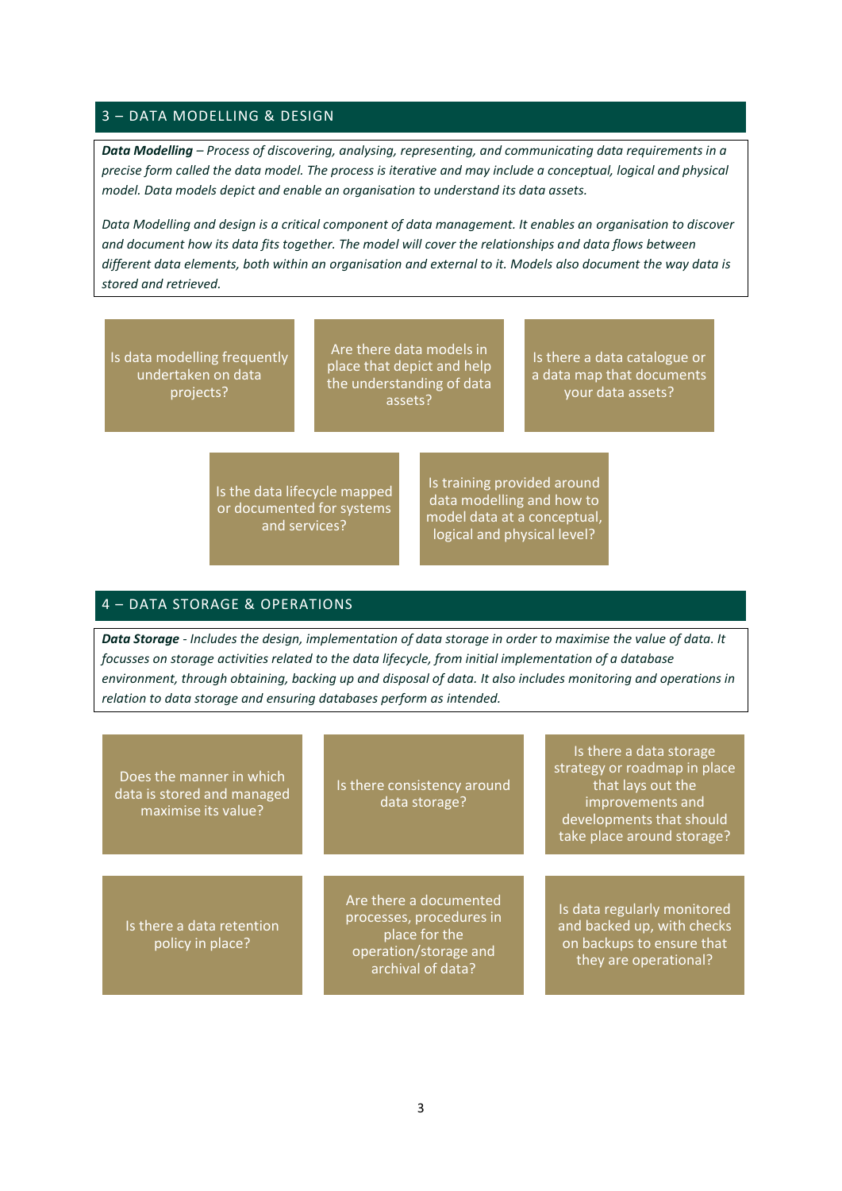## 3 – DATA MODELLING & DESIGN

***Data Modelling*** *– Process of discovering, analysing, representing, and communicating data requirements in a precise form called the data model. The process is iterative and may include a conceptual, logical and physical model. Data models depict and enable an organisation to understand its data assets.*

*Data Modelling and design is a critical component of data management. It enables an organisation to discover and document how its data fits together. The model will cover the relationships and data flows between different data elements, both within an organisation and external to it. Models also document the way data is stored and retrieved.*

- Is data modelling frequently undertaken on data projects?
- Are there data models in place that depict and help the understanding of data assets?
- Is there a data catalogue or a data map that documents your data assets?
- Is the data lifecycle mapped or documented for systems and services?
- Is training provided around data modelling and how to model data at a conceptual, logical and physical level?

## 4 – DATA STORAGE & OPERATIONS

***Data Storage*** *- Includes the design, implementation of data storage in order to maximise the value of data. It focusses on storage activities related to the data lifecycle, from initial implementation of a database environment, through obtaining, backing up and disposal of data. It also includes monitoring and operations in relation to data storage and ensuring databases perform as intended.*

- Does the manner in which data is stored and managed maximise its value?
- Is there consistency around data storage?
- Is there a data storage strategy or roadmap in place that lays out the improvements and developments that should take place around storage?
- Is there a data retention policy in place?
- Are there a documented processes, procedures in place for the operation/storage and archival of data?
- Is data regularly monitored and backed up, with checks on backups to ensure that they are operational?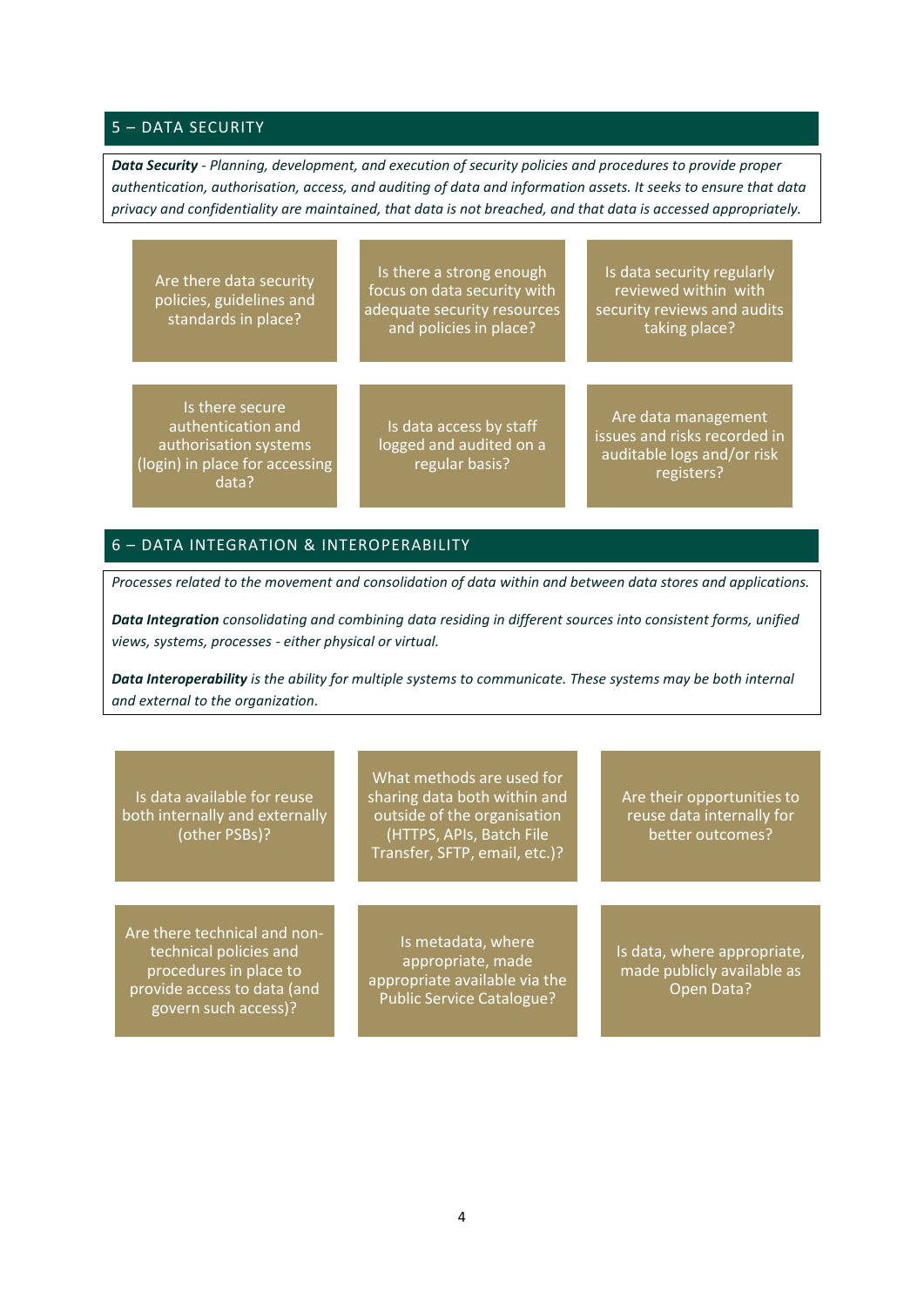## 5 – DATA SECURITY

***Data Security*** *- Planning, development, and execution of security policies and procedures to provide proper authentication, authorisation, access, and auditing of data and information assets. It seeks to ensure that data privacy and confidentiality are maintained, that data is not breached, and that data is accessed appropriately.*

- Are there data security policies, guidelines and standards in place?
- Is there a strong enough focus on data security with adequate security resources and policies in place?
- Is data security regularly reviewed within with security reviews and audits taking place?
- Is there secure authentication and authorisation systems (login) in place for accessing data?
- Is data access by staff logged and audited on a regular basis?
- Are data management issues and risks recorded in auditable logs and/or risk registers?

## 6 – DATA INTEGRATION & INTEROPERABILITY

*Processes related to the movement and consolidation of data within and between data stores and applications.*

***Data Integration*** *consolidating and combining data residing in different sources into consistent forms, unified views, systems, processes - either physical or virtual.*

***Data Interoperability*** *is the ability for multiple systems to communicate. These systems may be both internal and external to the organization.*

- Is data available for reuse both internally and externally (other PSBs)?
- What methods are used for sharing data both within and outside of the organisation (HTTPS, APIs, Batch File Transfer, SFTP, email, etc.)?
- Are their opportunities to reuse data internally for better outcomes?
- Are there technical and non-technical policies and procedures in place to provide access to data (and govern such access)?
- Is metadata, where appropriate, made appropriate available via the Public Service Catalogue?
- Is data, where appropriate, made publicly available as Open Data?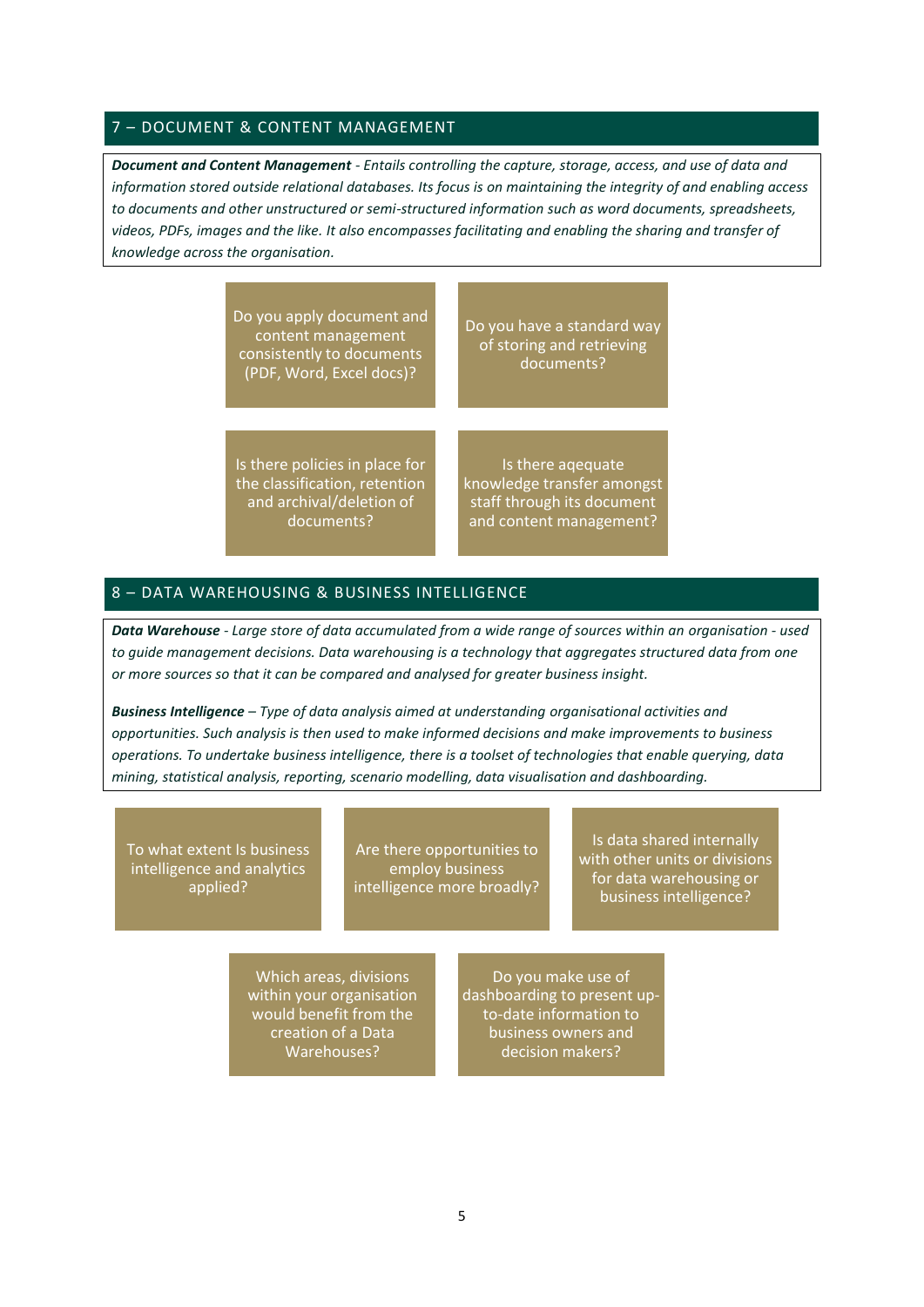## 7 – DOCUMENT & CONTENT MANAGEMENT

***Document and Content Management*** *- Entails controlling the capture, storage, access, and use of data and information stored outside relational databases. Its focus is on maintaining the integrity of and enabling access to documents and other unstructured or semi-structured information such as word documents, spreadsheets, videos, PDFs, images and the like. It also encompasses facilitating and enabling the sharing and transfer of knowledge across the organisation.*

- Do you apply document and content management consistently to documents (PDF, Word, Excel docs)?
- Do you have a standard way of storing and retrieving documents?
- Is there policies in place for the classification, retention and archival/deletion of documents?
- Is there aqequate knowledge transfer amongst staff through its document and content management?

## 8 – DATA WAREHOUSING & BUSINESS INTELLIGENCE

***Data Warehouse*** *- Large store of data accumulated from a wide range of sources within an organisation - used to guide management decisions. Data warehousing is a technology that aggregates structured data from one or more sources so that it can be compared and analysed for greater business insight.*

***Business Intelligence*** *– Type of data analysis aimed at understanding organisational activities and opportunities. Such analysis is then used to make informed decisions and make improvements to business operations. To undertake business intelligence, there is a toolset of technologies that enable querying, data mining, statistical analysis, reporting, scenario modelling, data visualisation and dashboarding.*

- To what extent Is business intelligence and analytics applied?
- Are there opportunities to employ business intelligence more broadly?
- Is data shared internally with other units or divisions for data warehousing or business intelligence?
- Which areas, divisions within your organisation would benefit from the creation of a Data Warehouses?
- Do you make use of dashboarding to present up-to-date information to business owners and decision makers?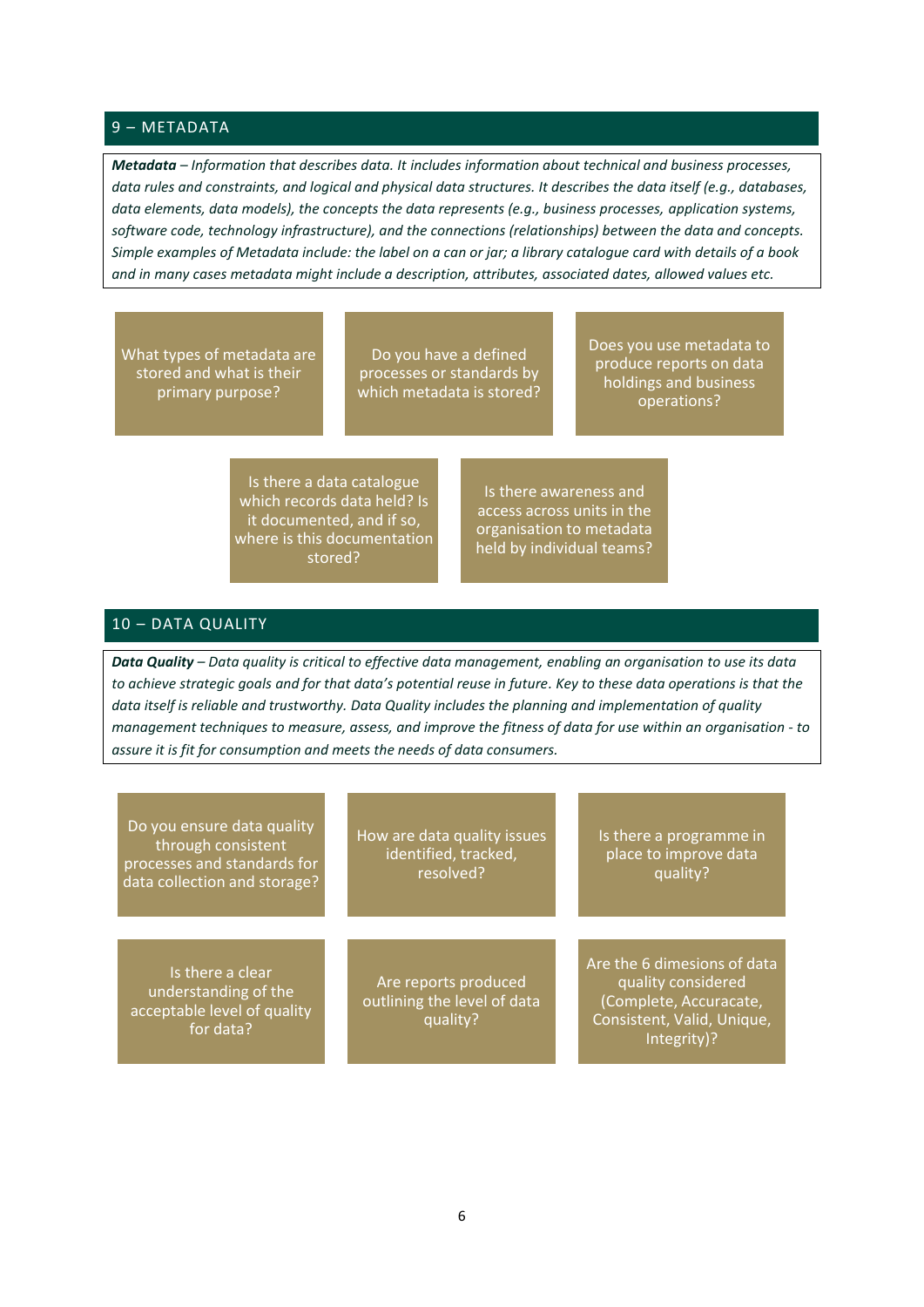## 9 – METADATA

***Metadata*** *– Information that describes data. It includes information about technical and business processes, data rules and constraints, and logical and physical data structures. It describes the data itself (e.g., databases, data elements, data models), the concepts the data represents (e.g., business processes, application systems, software code, technology infrastructure), and the connections (relationships) between the data and concepts. Simple examples of Metadata include: the label on a can or jar; a library catalogue card with details of a book and in many cases metadata might include a description, attributes, associated dates, allowed values etc.*

- What types of metadata are stored and what is their primary purpose?
- Do you have a defined processes or standards by which metadata is stored?
- Does you use metadata to produce reports on data holdings and business operations?
- Is there a data catalogue which records data held? Is it documented, and if so, where is this documentation stored?
- Is there awareness and access across units in the organisation to metadata held by individual teams?

## 10 – DATA QUALITY

***Data Quality*** *– Data quality is critical to effective data management, enabling an organisation to use its data to achieve strategic goals and for that data's potential reuse in future. Key to these data operations is that the data itself is reliable and trustworthy. Data Quality includes the planning and implementation of quality management techniques to measure, assess, and improve the fitness of data for use within an organisation - to assure it is fit for consumption and meets the needs of data consumers.*

- Do you ensure data quality through consistent processes and standards for data collection and storage?
- How are data quality issues identified, tracked, resolved?
- Is there a programme in place to improve data quality?
- Is there a clear understanding of the acceptable level of quality for data?
- Are reports produced outlining the level of data quality?
- Are the 6 dimesions of data quality considered (Complete, Accuracate, Consistent, Valid, Unique, Integrity)?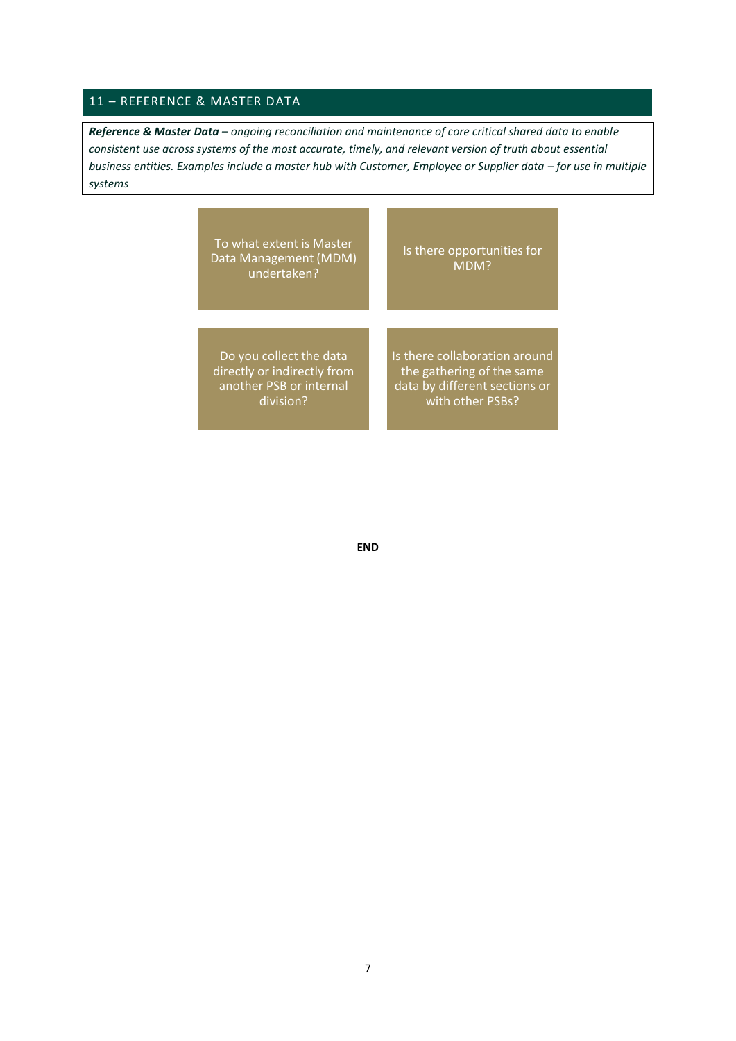## 11 – REFERENCE & MASTER DATA

***Reference & Master Data*** *– ongoing reconciliation and maintenance of core critical shared data to enable consistent use across systems of the most accurate, timely, and relevant version of truth about essential business entities. Examples include a master hub with Customer, Employee or Supplier data – for use in multiple systems*

To what extent is Master Data Management (MDM) undertaken?

Is there opportunities for MDM?

Do you collect the data directly or indirectly from another PSB or internal division?

Is there collaboration around the gathering of the same data by different sections or with other PSBs?

**END**